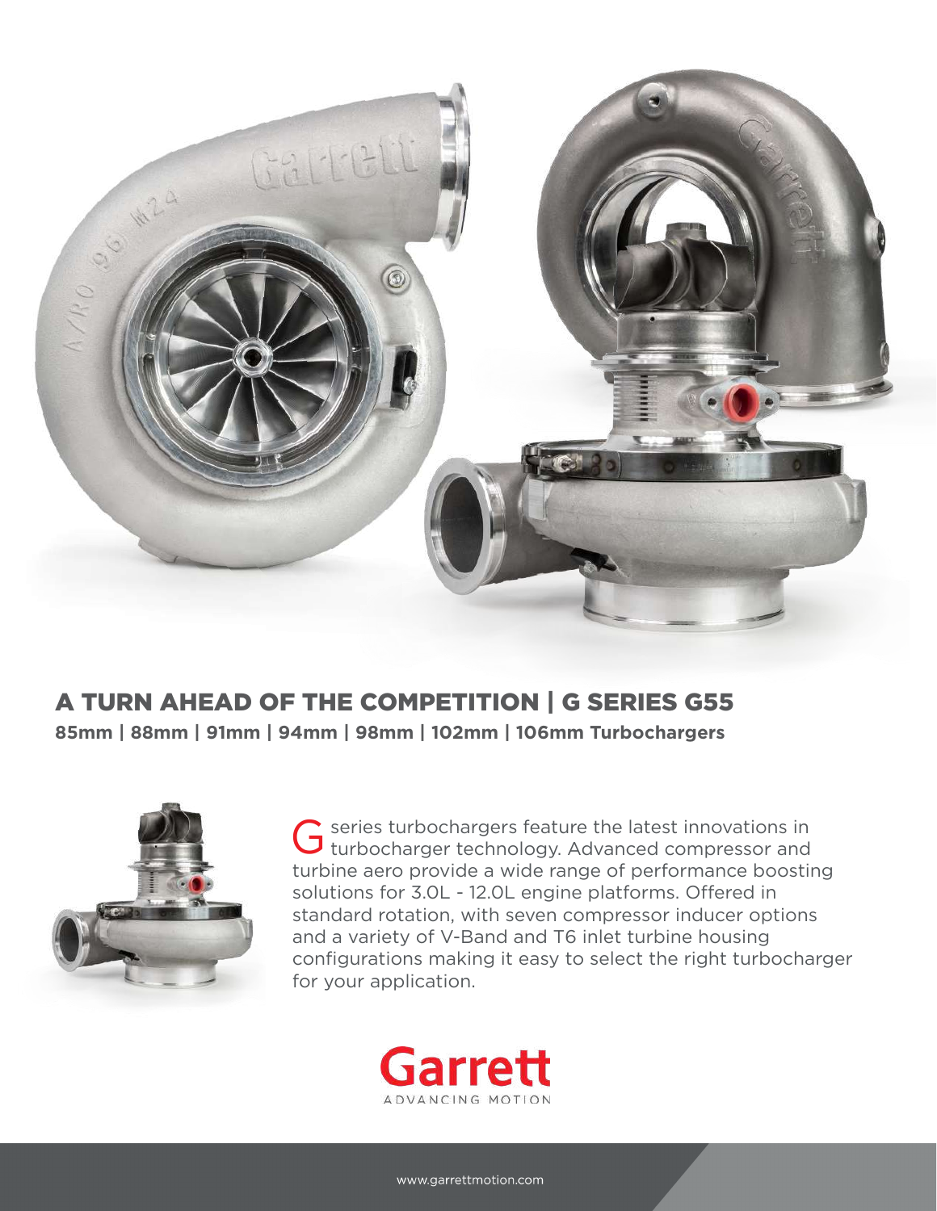# A TURN AHEAD OF THE COMPETITION | G SERIES G55

**85mm | 88mm | 91mm | 94mm | 98mm | 102mm | 106mm Turbochargers**

G series turbochargers feature the latest innovations in turbocharger technology. Advanced compressor and turbine aero provide a wide range of performance boosting solutions for 3.0L - 12.0L engine platforms. Offered in standard rotation, with seven compressor inducer options and a variety of V-Band and T6 inlet turbine housing configurations making it easy to select the right turbocharger for your application.

Garrett
ADVANCING MOTION

www.garrettmotion.com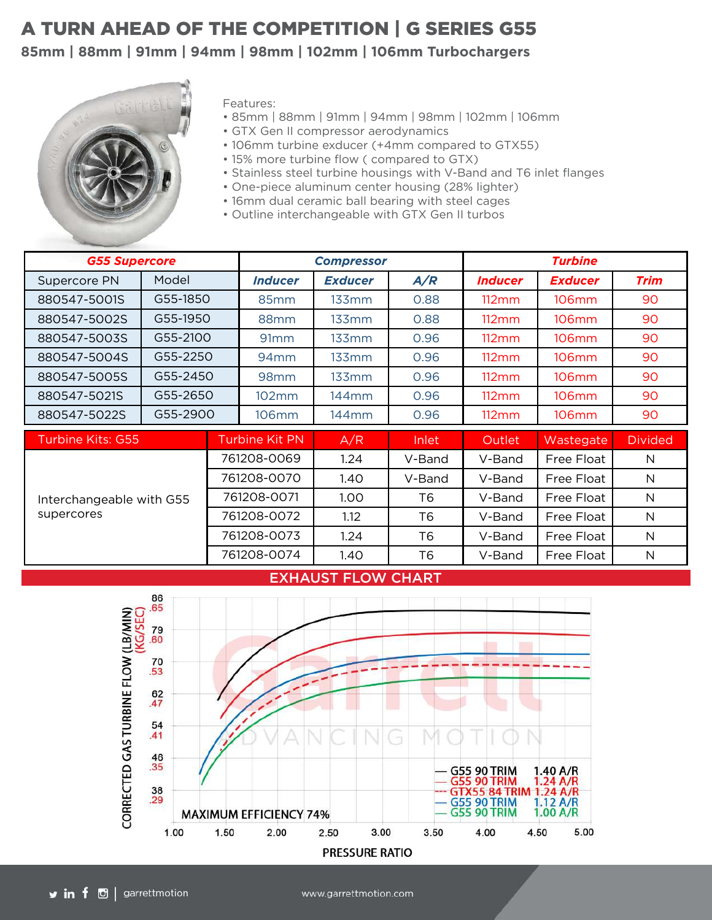# A TURN AHEAD OF THE COMPETITION | G SERIES G55

## 85mm | 88mm | 91mm | 94mm | 98mm | 102mm | 106mm Turbochargers

Features:

- 85mm | 88mm | 91mm | 94mm | 98mm | 102mm | 106mm
- GTX Gen II compressor aerodynamics
- 106mm turbine exducer (+4mm compared to GTX55)
- 15% more turbine flow ( compared to GTX)
- Stainless steel turbine housings with V-Band and T6 inlet flanges
- One-piece aluminum center housing (28% lighter)
- 16mm dual ceramic ball bearing with steel cages
- Outline interchangeable with GTX Gen II turbos

| G55 Supercore | | Compressor | | | Turbine | | |
|---|---|---|---|---|---|---|---|
| Supercore PN | Model | Inducer | Exducer | A/R | Inducer | Exducer | Trim |
| 880547-5001S | G55-1850 | 85mm | 133mm | 0.88 | 112mm | 106mm | 90 |
| 880547-5002S | G55-1950 | 88mm | 133mm | 0.88 | 112mm | 106mm | 90 |
| 880547-5003S | G55-2100 | 91mm | 133mm | 0.96 | 112mm | 106mm | 90 |
| 880547-5004S | G55-2250 | 94mm | 133mm | 0.96 | 112mm | 106mm | 90 |
| 880547-5005S | G55-2450 | 98mm | 133mm | 0.96 | 112mm | 106mm | 90 |
| 880547-5021S | G55-2650 | 102mm | 144mm | 0.96 | 112mm | 106mm | 90 |
| 880547-5022S | G55-2900 | 106mm | 144mm | 0.96 | 112mm | 106mm | 90 |

| Turbine Kits: G55 | Turbine Kit PN | A/R | Inlet | Outlet | Wastegate | Divided |
|---|---|---|---|---|---|---|
| Interchangeable with G55 supercores | 761208-0069 | 1.24 | V-Band | V-Band | Free Float | N |
| | 761208-0070 | 1.40 | V-Band | V-Band | Free Float | N |
| | 761208-0071 | 1.00 | T6 | V-Band | Free Float | N |
| | 761208-0072 | 1.12 | T6 | V-Band | Free Float | N |
| | 761208-0073 | 1.24 | T6 | V-Band | Free Float | N |
| | 761208-0074 | 1.40 | T6 | V-Band | Free Float | N |

## EXHAUST FLOW CHART

CORRECTED GAS TURBINE FLOW (LB/MIN) (KG/SEC) vs. PRESSURE RATIO

MAXIMUM EFFICIENCY 74%

- G55 90 TRIM 1.40 A/R
- G55 90 TRIM 1.24 A/R
- GTX55 84 TRIM 1.24 A/R
- G55 90 TRIM 1.12 A/R
- G55 90 TRIM 1.00 A/R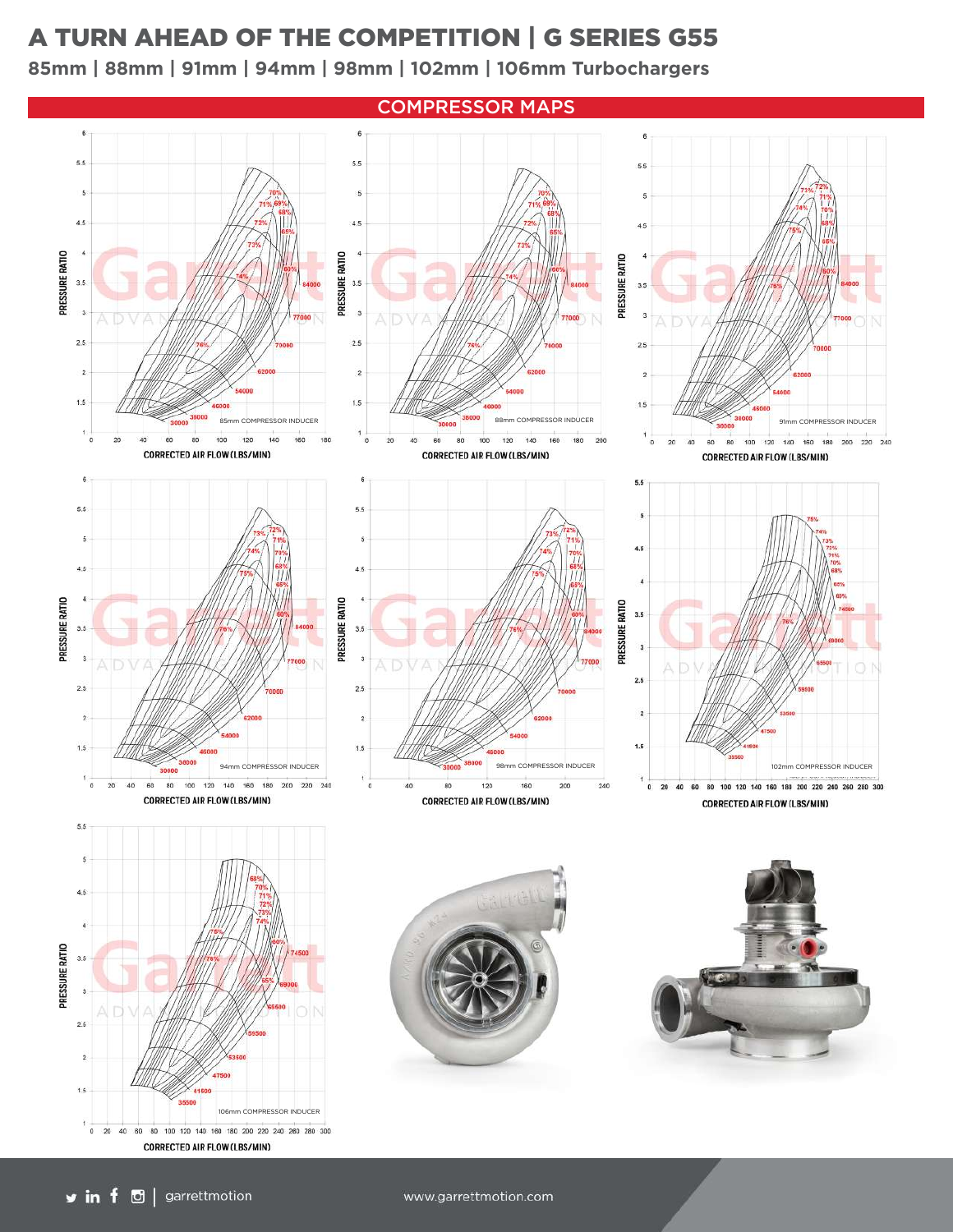# A TURN AHEAD OF THE COMPETITION | G SERIES G55

**85mm | 88mm | 91mm | 94mm | 98mm | 102mm | 106mm Turbochargers**

## COMPRESSOR MAPS

85mm COMPRESSOR INDUCER

PRESSURE RATIO

CORRECTED AIR FLOW (LBS/MIN)

88mm COMPRESSOR INDUCER

PRESSURE RATIO

CORRECTED AIR FLOW (LBS/MIN)

91mm COMPRESSOR INDUCER

PRESSURE RATIO

CORRECTED AIR FLOW (LBS/MIN)

94mm COMPRESSOR INDUCER

PRESSURE RATIO

CORRECTED AIR FLOW (LBS/MIN)

98mm COMPRESSOR INDUCER

PRESSURE RATIO

CORRECTED AIR FLOW (LBS/MIN)

102mm COMPRESSOR INDUCER

PRESSURE RATIO

CORRECTED AIR FLOW (LBS/MIN)

106mm COMPRESSOR INDUCER

PRESSURE RATIO

CORRECTED AIR FLOW (LBS/MIN)

garrettmotion

www.garrettmotion.com